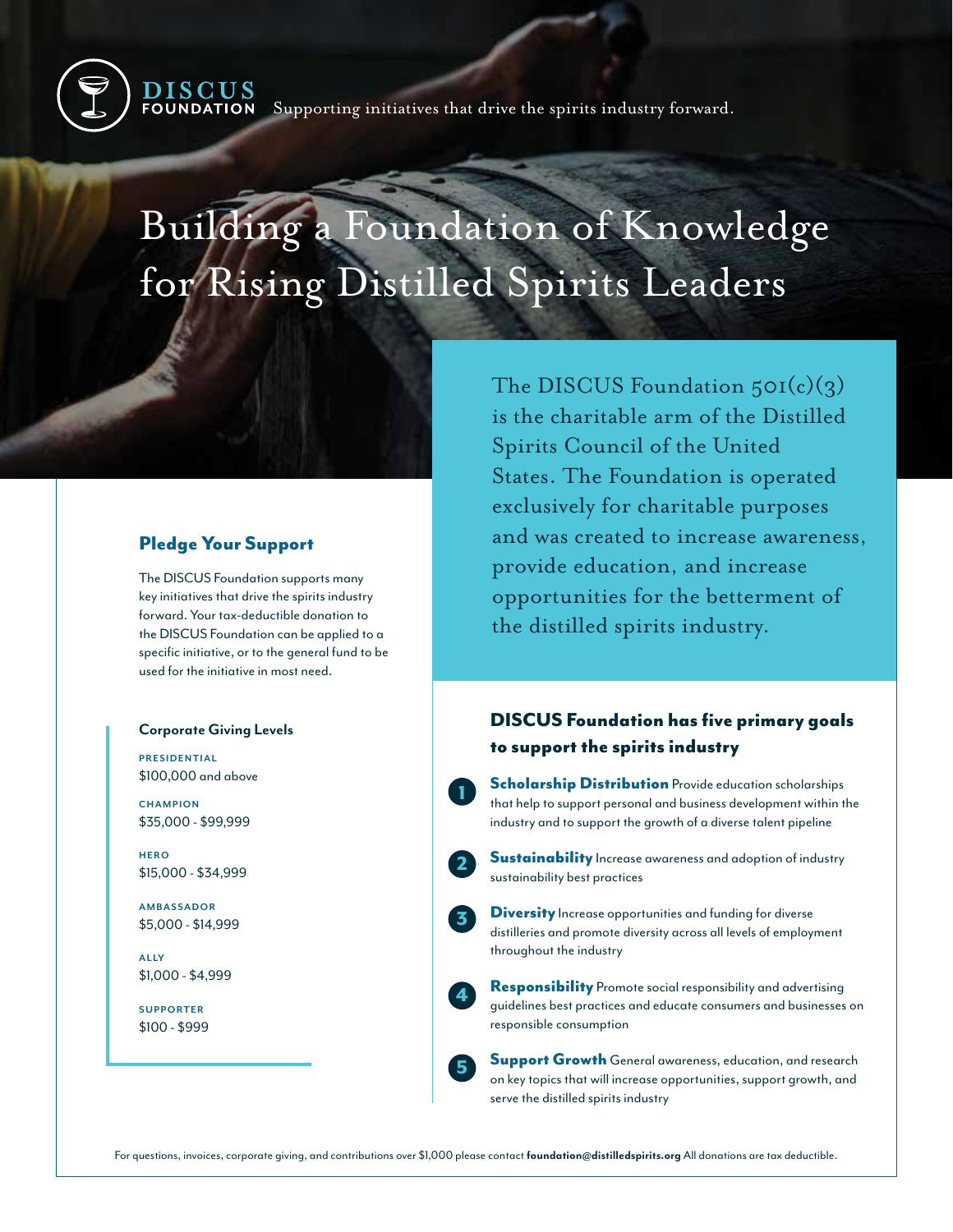**DISCUS FOUNDATION** Supporting initiatives that drive the spirits industry forward.

# Building a Foundation of Knowledge for Rising Distilled Spirits Leaders

The DISCUS Foundation 501(c)(3) is the charitable arm of the Distilled Spirits Council of the United States. The Foundation is operated exclusively for charitable purposes and was created to increase awareness, provide education, and increase opportunities for the betterment of the distilled spirits industry.

## Pledge Your Support

The DISCUS Foundation supports many key initiatives that drive the spirits industry forward. Your tax-deductible donation to the DISCUS Foundation can be applied to a specific initiative, or to the general fund to be used for the initiative in most need.

### Corporate Giving Levels

**PRESIDENTIAL**
$100,000 and above

**CHAMPION**
$35,000 - $99,999

**HERO**
$15,000 - $34,999

**AMBASSADOR**
$5,000 - $14,999

**ALLY**
$1,000 - $4,999

**SUPPORTER**
$100 - $999

## DISCUS Foundation has five primary goals to support the spirits industry

1. **Scholarship Distribution** Provide education scholarships that help to support personal and business development within the industry and to support the growth of a diverse talent pipeline
2. **Sustainability** Increase awareness and adoption of industry sustainability best practices
3. **Diversity** Increase opportunities and funding for diverse distilleries and promote diversity across all levels of employment throughout the industry
4. **Responsibility** Promote social responsibility and advertising guidelines best practices and educate consumers and businesses on responsible consumption
5. **Support Growth** General awareness, education, and research on key topics that will increase opportunities, support growth, and serve the distilled spirits industry

For questions, invoices, corporate giving, and contributions over $1,000 please contact **foundation@distilledspirits.org** All donations are tax deductible.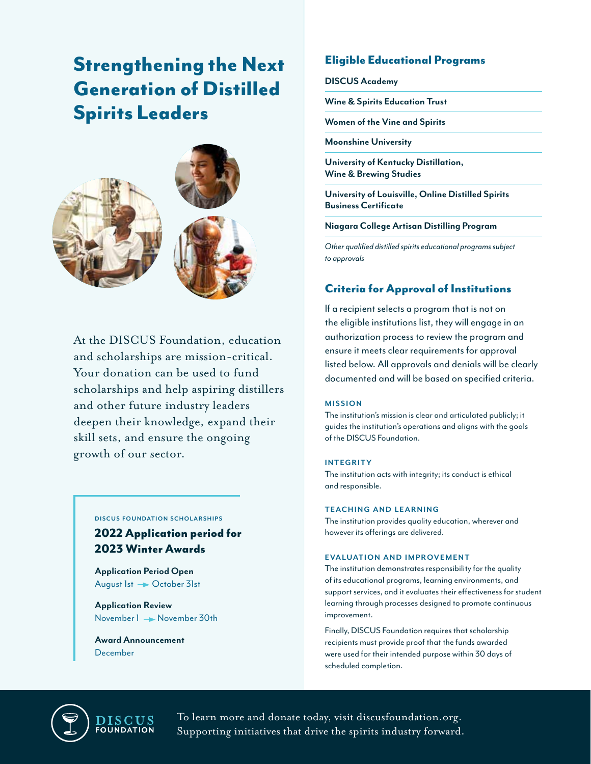# Strengthening the Next Generation of Distilled Spirits Leaders

At the DISCUS Foundation, education and scholarships are mission-critical. Your donation can be used to fund scholarships and help aspiring distillers and other future industry leaders deepen their knowledge, expand their skill sets, and ensure the ongoing growth of our sector.

DISCUS FOUNDATION SCHOLARSHIPS

### 2022 Application period for 2023 Winter Awards

**Application Period Open**
August 1st → October 31st

**Application Review**
November 1 → November 30th

**Award Announcement**
December

## Eligible Educational Programs

- **DISCUS Academy**
- **Wine & Spirits Education Trust**
- **Women of the Vine and Spirits**
- **Moonshine University**
- **University of Kentucky Distillation, Wine & Brewing Studies**
- **University of Louisville, Online Distilled Spirits Business Certificate**
- **Niagara College Artisan Distilling Program**

*Other qualified distilled spirits educational programs subject to approvals*

## Criteria for Approval of Institutions

If a recipient selects a program that is not on the eligible institutions list, they will engage in an authorization process to review the program and ensure it meets clear requirements for approval listed below. All approvals and denials will be clearly documented and will be based on specified criteria.

**MISSION**
The institution's mission is clear and articulated publicly; it guides the institution's operations and aligns with the goals of the DISCUS Foundation.

**INTEGRITY**
The institution acts with integrity; its conduct is ethical and responsible.

**TEACHING AND LEARNING**
The institution provides quality education, wherever and however its offerings are delivered.

**EVALUATION AND IMPROVEMENT**
The institution demonstrates responsibility for the quality of its educational programs, learning environments, and support services, and it evaluates their effectiveness for student learning through processes designed to promote continuous improvement.

Finally, DISCUS Foundation requires that scholarship recipients must provide proof that the funds awarded were used for their intended purpose within 30 days of scheduled completion.

DISCUS FOUNDATION

To learn more and donate today, visit discusfoundation.org.
Supporting initiatives that drive the spirits industry forward.